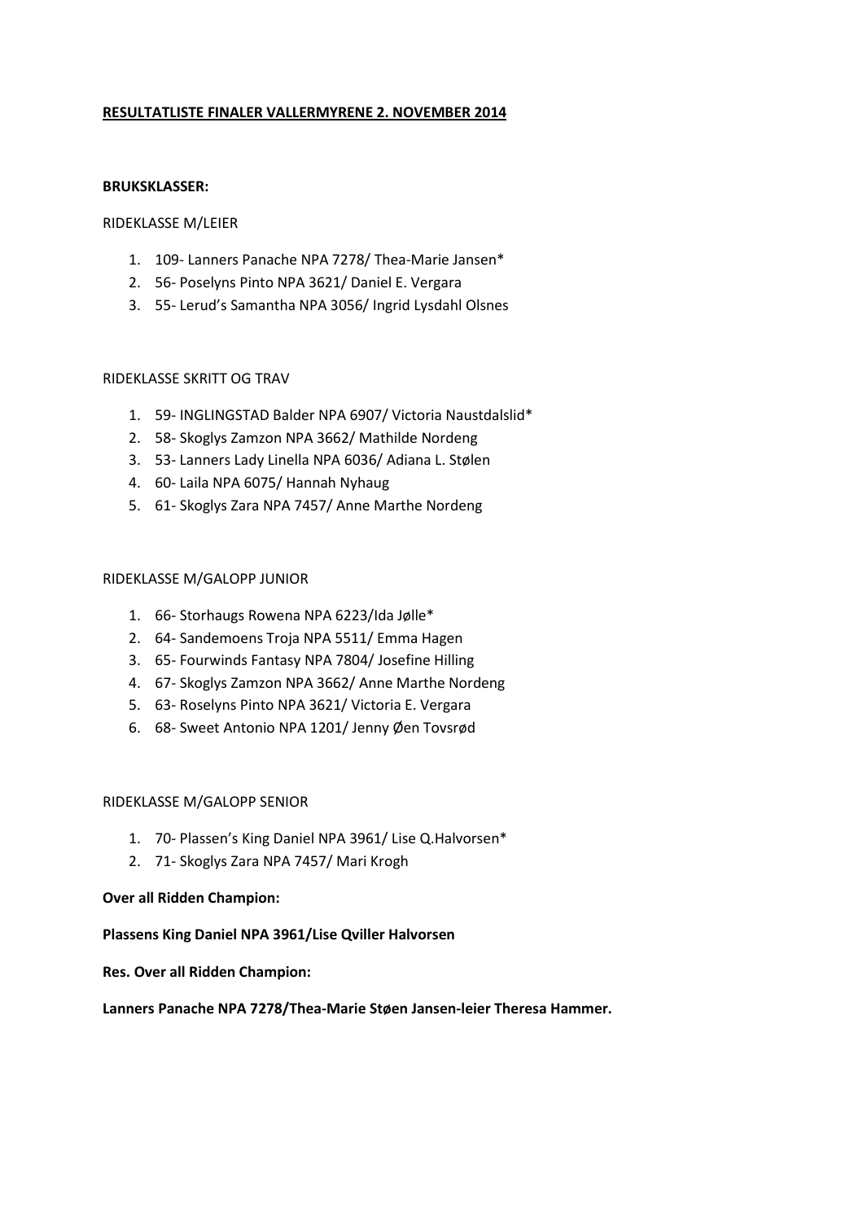**RESULTATLISTE FINALER VALLERMYRENE 2. NOVEMBER 2014**

**BRUKSKLASSER:**

RIDEKLASSE M/LEIER

1. 109- Lanners Panache NPA 7278/ Thea-Marie Jansen*
2. 56- Poselyns Pinto NPA 3621/ Daniel E. Vergara
3. 55- Lerud's Samantha NPA 3056/ Ingrid Lysdahl Olsnes

RIDEKLASSE SKRITT OG TRAV

1. 59- INGLINGSTAD Balder NPA 6907/ Victoria Naustdalslid*
2. 58- Skoglys Zamzon NPA 3662/ Mathilde Nordeng
3. 53- Lanners Lady Linella NPA 6036/ Adiana L. Stølen
4. 60- Laila NPA 6075/ Hannah Nyhaug
5. 61- Skoglys Zara NPA 7457/ Anne Marthe Nordeng

RIDEKLASSE M/GALOPP JUNIOR

1. 66- Storhaugs Rowena NPA 6223/Ida Jølle*
2. 64- Sandemoens Troja NPA 5511/ Emma Hagen
3. 65- Fourwinds Fantasy NPA 7804/ Josefine Hilling
4. 67- Skoglys Zamzon NPA 3662/ Anne Marthe Nordeng
5. 63- Roselyns Pinto NPA 3621/ Victoria E. Vergara
6. 68- Sweet Antonio NPA 1201/ Jenny Øen Tovsrød

RIDEKLASSE M/GALOPP SENIOR

1. 70- Plassen's King Daniel NPA 3961/ Lise Q.Halvorsen*
2. 71- Skoglys Zara NPA 7457/ Mari Krogh

**Over all Ridden Champion:**

**Plassens King Daniel NPA 3961/Lise Qviller Halvorsen**

**Res. Over all Ridden Champion:**

**Lanners Panache NPA 7278/Thea-Marie Støen Jansen-leier Theresa Hammer.**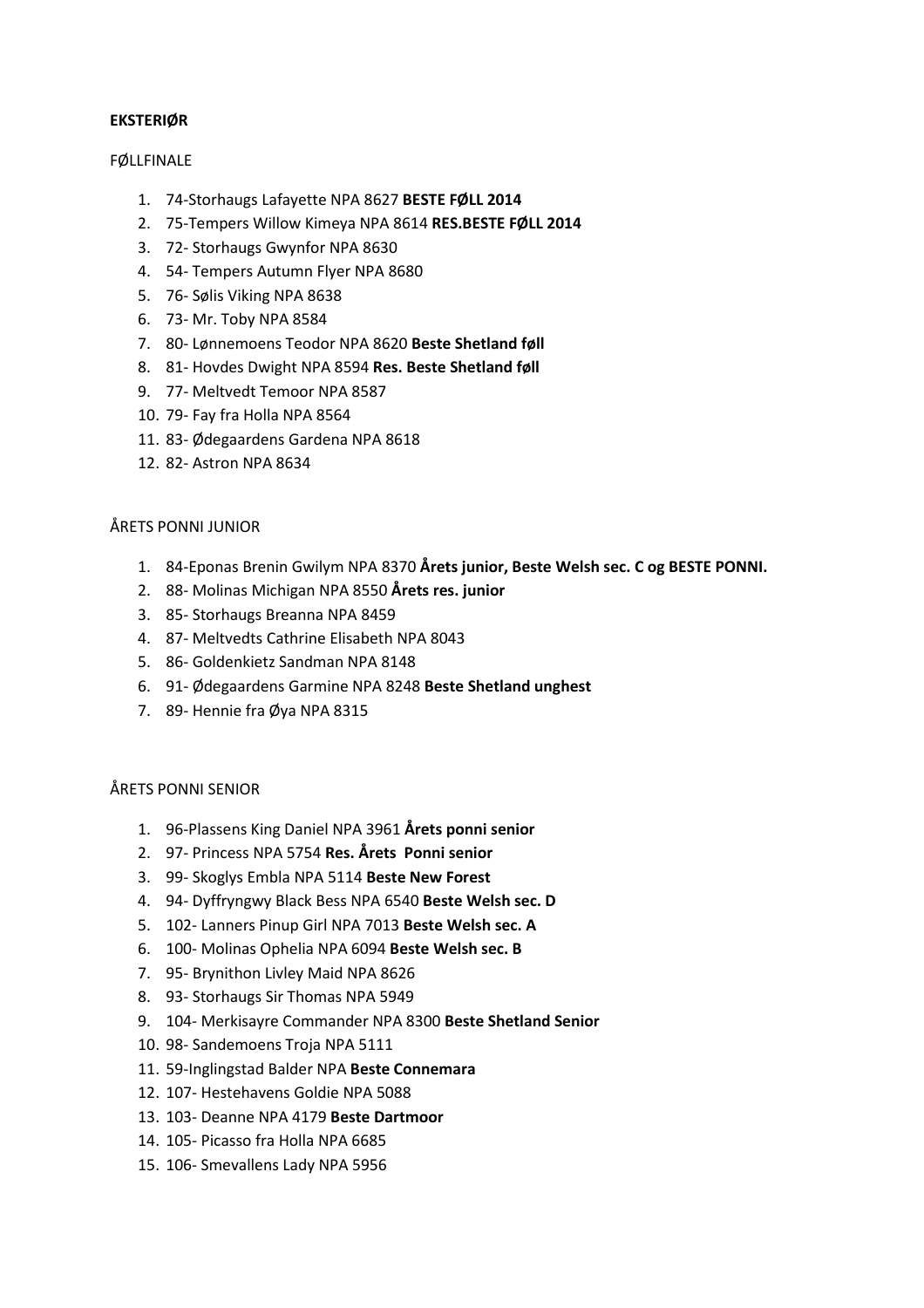**EKSTERIØR**

FØLLFINALE

1. 74-Storhaugs Lafayette NPA 8627 **BESTE FØLL 2014**
2. 75-Tempers Willow Kimeya NPA 8614 **RES.BESTE FØLL 2014**
3. 72- Storhaugs Gwynfor NPA 8630
4. 54- Tempers Autumn Flyer NPA 8680
5. 76- Sølis Viking NPA 8638
6. 73- Mr. Toby NPA 8584
7. 80- Lønnemoens Teodor NPA 8620 **Beste Shetland føll**
8. 81- Hovdes Dwight NPA 8594 **Res. Beste Shetland føll**
9. 77- Meltvedt Temoor NPA 8587
10. 79- Fay fra Holla NPA 8564
11. 83- Ødegaardens Gardena NPA 8618
12. 82- Astron NPA 8634

ÅRETS PONNI JUNIOR

1. 84-Eponas Brenin Gwilym NPA 8370 **Årets junior, Beste Welsh sec. C og BESTE PONNI.**
2. 88- Molinas Michigan NPA 8550 **Årets res. junior**
3. 85- Storhaugs Breanna NPA 8459
4. 87- Meltvedts Cathrine Elisabeth NPA 8043
5. 86- Goldenkietz Sandman NPA 8148
6. 91- Ødegaardens Garmine NPA 8248 **Beste Shetland unghest**
7. 89- Hennie fra Øya NPA 8315

ÅRETS PONNI SENIOR

1. 96-Plassens King Daniel NPA 3961 **Årets ponni senior**
2. 97- Princess NPA 5754 **Res. Årets Ponni senior**
3. 99- Skoglys Embla NPA 5114 **Beste New Forest**
4. 94- Dyffryngwy Black Bess NPA 6540 **Beste Welsh sec. D**
5. 102- Lanners Pinup Girl NPA 7013 **Beste Welsh sec. A**
6. 100- Molinas Ophelia NPA 6094 **Beste Welsh sec. B**
7. 95- Brynithon Livley Maid NPA 8626
8. 93- Storhaugs Sir Thomas NPA 5949
9. 104- Merkisayre Commander NPA 8300 **Beste Shetland Senior**
10. 98- Sandemoens Troja NPA 5111
11. 59-Inglingstad Balder NPA **Beste Connemara**
12. 107- Hestehavens Goldie NPA 5088
13. 103- Deanne NPA 4179 **Beste Dartmoor**
14. 105- Picasso fra Holla NPA 6685
15. 106- Smevallens Lady NPA 5956